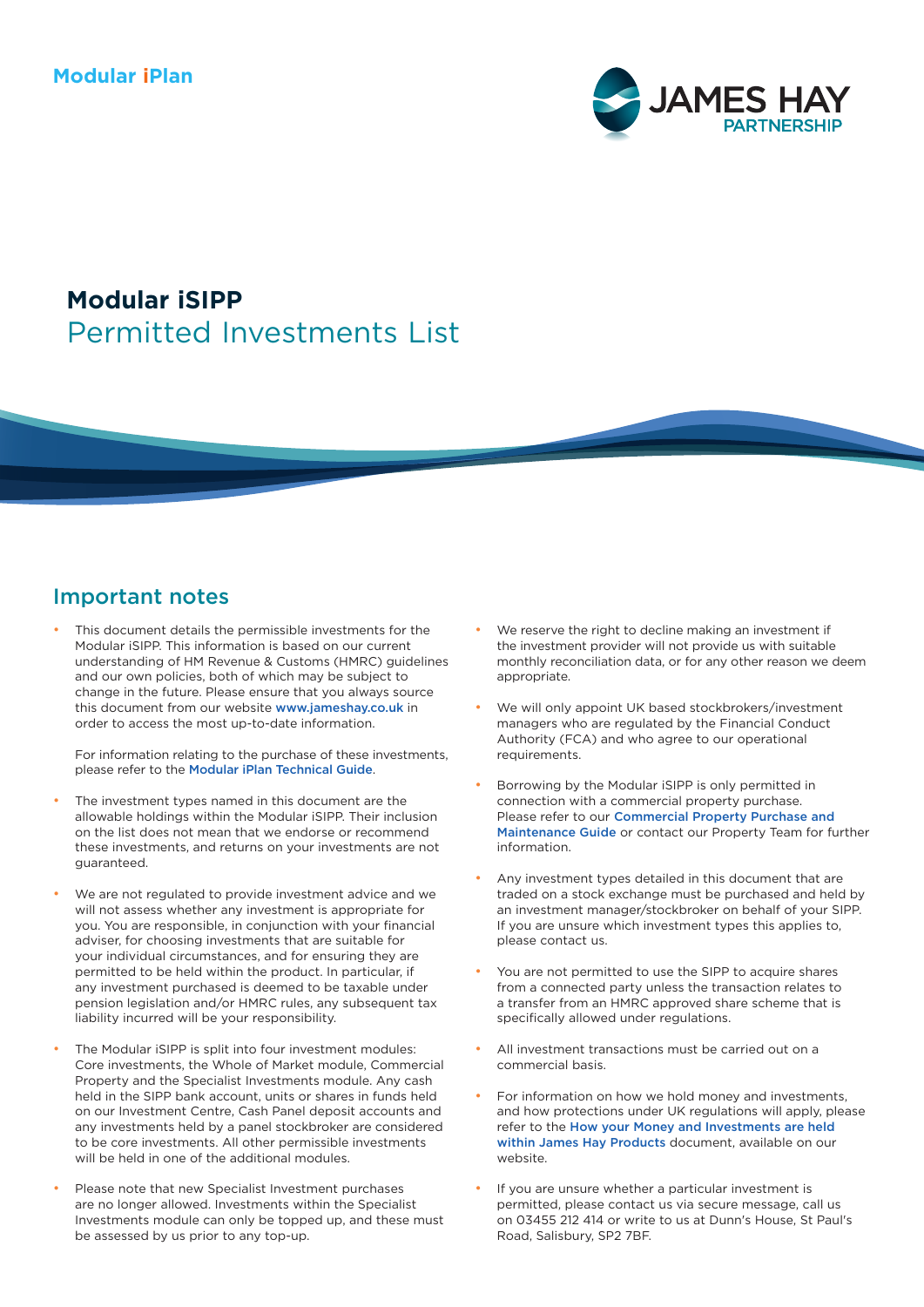Modular iPlan

JAMES HAY PARTNERSHIP

# Modular iSIPP
Permitted Investments List

## Important notes

- This document details the permissible investments for the Modular iSIPP. This information is based on our current understanding of HM Revenue & Customs (HMRC) guidelines and our own policies, both of which may be subject to change in the future. Please ensure that you always source this document from our website www.jameshay.co.uk in order to access the most up-to-date information.

  For information relating to the purchase of these investments, please refer to the Modular iPlan Technical Guide.

- The investment types named in this document are the allowable holdings within the Modular iSIPP. Their inclusion on the list does not mean that we endorse or recommend these investments, and returns on your investments are not guaranteed.

- We are not regulated to provide investment advice and we will not assess whether any investment is appropriate for you. You are responsible, in conjunction with your financial adviser, for choosing investments that are suitable for your individual circumstances, and for ensuring they are permitted to be held within the product. In particular, if any investment purchased is deemed to be taxable under pension legislation and/or HMRC rules, any subsequent tax liability incurred will be your responsibility.

- The Modular iSIPP is split into four investment modules: Core investments, the Whole of Market module, Commercial Property and the Specialist Investments module. Any cash held in the SIPP bank account, units or shares in funds held on our Investment Centre, Cash Panel deposit accounts and any investments held by a panel stockbroker are considered to be core investments. All other permissible investments will be held in one of the additional modules.

- Please note that new Specialist Investment purchases are no longer allowed. Investments within the Specialist Investments module can only be topped up, and these must be assessed by us prior to any top-up.

- We reserve the right to decline making an investment if the investment provider will not provide us with suitable monthly reconciliation data, or for any other reason we deem appropriate.

- We will only appoint UK based stockbrokers/investment managers who are regulated by the Financial Conduct Authority (FCA) and who agree to our operational requirements.

- Borrowing by the Modular iSIPP is only permitted in connection with a commercial property purchase. Please refer to our Commercial Property Purchase and Maintenance Guide or contact our Property Team for further information.

- Any investment types detailed in this document that are traded on a stock exchange must be purchased and held by an investment manager/stockbroker on behalf of your SIPP. If you are unsure which investment types this applies to, please contact us.

- You are not permitted to use the SIPP to acquire shares from a connected party unless the transaction relates to a transfer from an HMRC approved share scheme that is specifically allowed under regulations.

- All investment transactions must be carried out on a commercial basis.

- For information on how we hold money and investments, and how protections under UK regulations will apply, please refer to the How your Money and Investments are held within James Hay Products document, available on our website.

- If you are unsure whether a particular investment is permitted, please contact us via secure message, call us on 03455 212 414 or write to us at Dunn's House, St Paul's Road, Salisbury, SP2 7BF.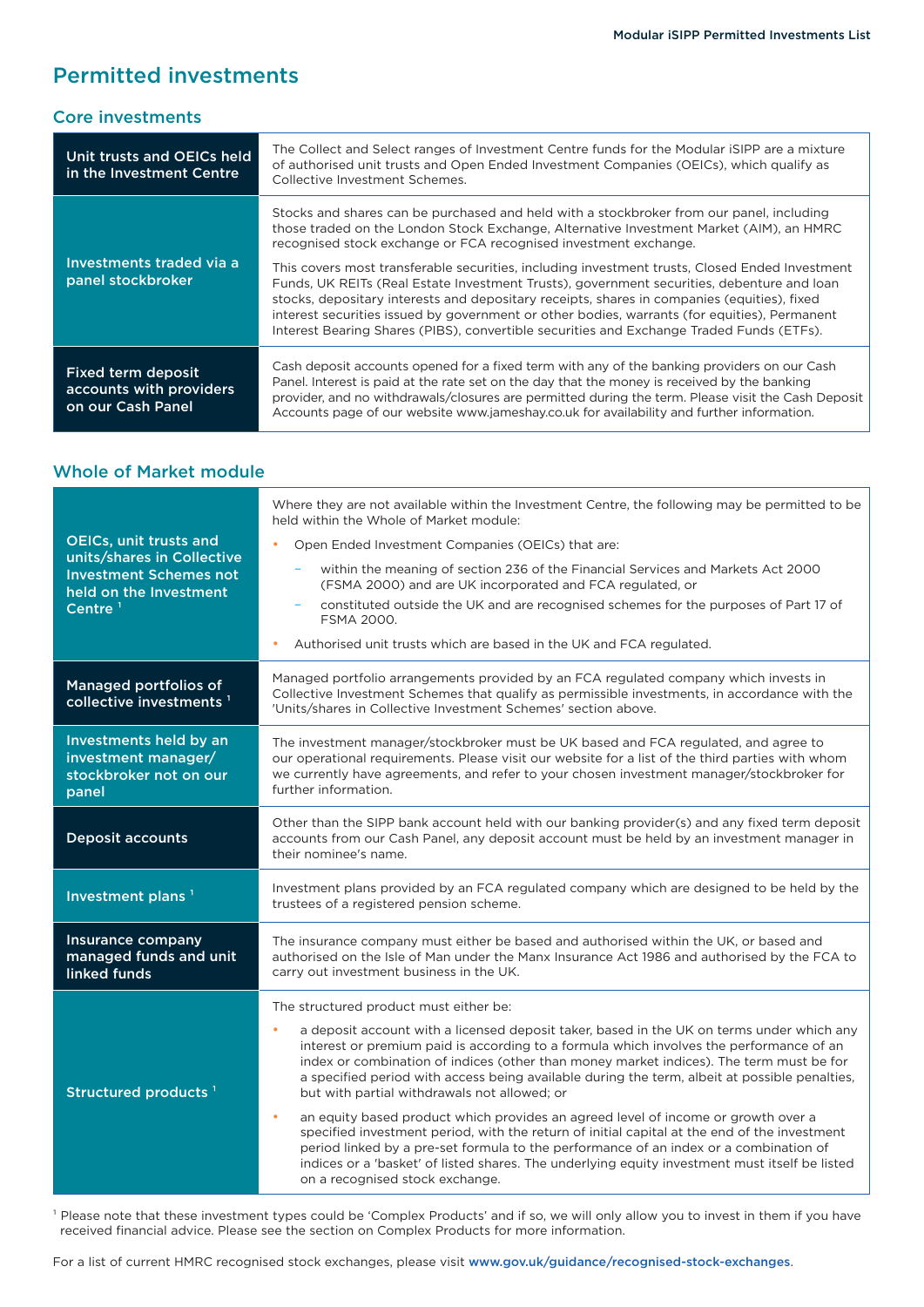# Permitted investments

## Core investments

| | |
|---|---|
| **Unit trusts and OEICs held in the Investment Centre** | The Collect and Select ranges of Investment Centre funds for the Modular iSIPP are a mixture of authorised unit trusts and Open Ended Investment Companies (OEICs), which qualify as Collective Investment Schemes. |
| **Investments traded via a panel stockbroker** | Stocks and shares can be purchased and held with a stockbroker from our panel, including those traded on the London Stock Exchange, Alternative Investment Market (AIM), an HMRC recognised stock exchange or FCA recognised investment exchange.<br><br>This covers most transferable securities, including investment trusts, Closed Ended Investment Funds, UK REITs (Real Estate Investment Trusts), government securities, debenture and loan stocks, depositary interests and depositary receipts, shares in companies (equities), fixed interest securities issued by government or other bodies, warrants (for equities), Permanent Interest Bearing Shares (PIBS), convertible securities and Exchange Traded Funds (ETFs). |
| **Fixed term deposit accounts with providers on our Cash Panel** | Cash deposit accounts opened for a fixed term with any of the banking providers on our Cash Panel. Interest is paid at the rate set on the day that the money is received by the banking provider, and no withdrawals/closures are permitted during the term. Please visit the Cash Deposit Accounts page of our website www.jameshay.co.uk for availability and further information. |

## Whole of Market module

| | |
|---|---|
| **OEICs, unit trusts and units/shares in Collective Investment Schemes not held on the Investment Centre [1]** | Where they are not available within the Investment Centre, the following may be permitted to be held within the Whole of Market module:<br>• Open Ended Investment Companies (OEICs) that are:<br>– within the meaning of section 236 of the Financial Services and Markets Act 2000 (FSMA 2000) and are UK incorporated and FCA regulated, or<br>– constituted outside the UK and are recognised schemes for the purposes of Part 17 of FSMA 2000.<br>• Authorised unit trusts which are based in the UK and FCA regulated. |
| **Managed portfolios of collective investments [1]** | Managed portfolio arrangements provided by an FCA regulated company which invests in Collective Investment Schemes that qualify as permissible investments, in accordance with the 'Units/shares in Collective Investment Schemes' section above. |
| **Investments held by an investment manager/ stockbroker not on our panel** | The investment manager/stockbroker must be UK based and FCA regulated, and agree to our operational requirements. Please visit our website for a list of the third parties with whom we currently have agreements, and refer to your chosen investment manager/stockbroker for further information. |
| **Deposit accounts** | Other than the SIPP bank account held with our banking provider(s) and any fixed term deposit accounts from our Cash Panel, any deposit account must be held by an investment manager in their nominee's name. |
| **Investment plans [1]** | Investment plans provided by an FCA regulated company which are designed to be held by the trustees of a registered pension scheme. |
| **Insurance company managed funds and unit linked funds** | The insurance company must either be based and authorised within the UK, or based and authorised on the Isle of Man under the Manx Insurance Act 1986 and authorised by the FCA to carry out investment business in the UK. |
| **Structured products [1]** | The structured product must either be:<br>• a deposit account with a licensed deposit taker, based in the UK on terms under which any interest or premium paid is according to a formula which involves the performance of an index or combination of indices (other than money market indices). The term must be for a specified period with access being available during the term, albeit at possible penalties, but with partial withdrawals not allowed; or<br>• an equity based product which provides an agreed level of income or growth over a specified investment period, with the return of initial capital at the end of the investment period linked by a pre-set formula to the performance of an index or a combination of indices or a 'basket' of listed shares. The underlying equity investment must itself be listed on a recognised stock exchange. |

[1] Please note that these investment types could be 'Complex Products' and if so, we will only allow you to invest in them if you have received financial advice. Please see the section on Complex Products for more information.

For a list of current HMRC recognised stock exchanges, please visit www.gov.uk/guidance/recognised-stock-exchanges.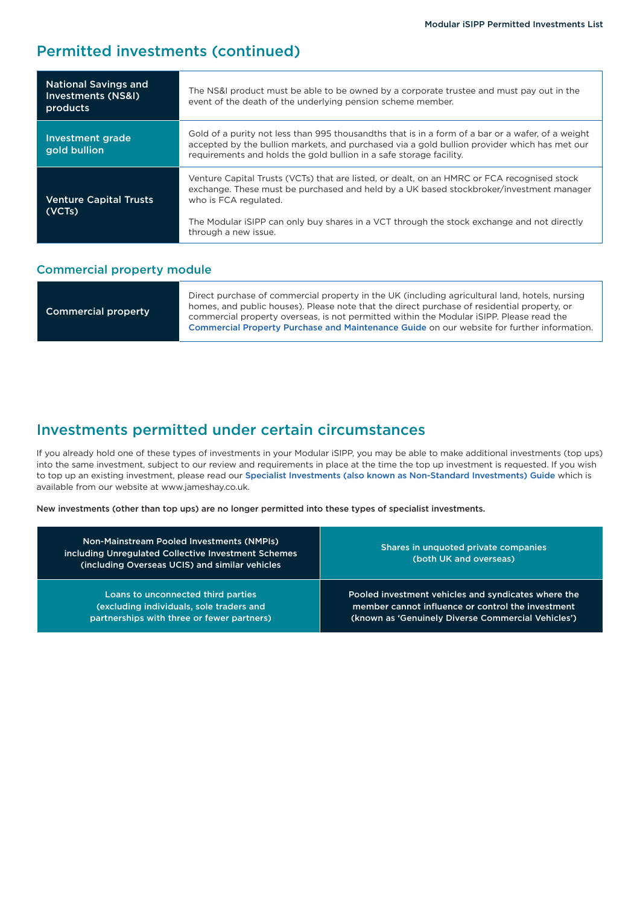## Permitted investments (continued)

| | |
|---|---|
| **National Savings and Investments (NS&I) products** | The NS&I product must be able to be owned by a corporate trustee and must pay out in the event of the death of the underlying pension scheme member. |
| **Investment grade gold bullion** | Gold of a purity not less than 995 thousandths that is in a form of a bar or a wafer, of a weight accepted by the bullion markets, and purchased via a gold bullion provider which has met our requirements and holds the gold bullion in a safe storage facility. |
| **Venture Capital Trusts (VCTs)** | Venture Capital Trusts (VCTs) that are listed, or dealt, on an HMRC or FCA recognised stock exchange. These must be purchased and held by a UK based stockbroker/investment manager who is FCA regulated.<br><br>The Modular iSIPP can only buy shares in a VCT through the stock exchange and not directly through a new issue. |

### Commercial property module

| | |
|---|---|
| **Commercial property** | Direct purchase of commercial property in the UK (including agricultural land, hotels, nursing homes, and public houses). Please note that the direct purchase of residential property, or commercial property overseas, is not permitted within the Modular iSIPP. Please read the **Commercial Property Purchase and Maintenance Guide** on our website for further information. |

## Investments permitted under certain circumstances

If you already hold one of these types of investments in your Modular iSIPP, you may be able to make additional investments (top ups) into the same investment, subject to our review and requirements in place at the time the top up investment is requested. If you wish to top up an existing investment, please read our **Specialist Investments (also known as Non-Standard Investments) Guide** which is available from our website at www.jameshay.co.uk.

**New investments (other than top ups) are no longer permitted into these types of specialist investments.**

| | |
|---|---|
| **Non-Mainstream Pooled Investments (NMPIs) including Unregulated Collective Investment Schemes (including Overseas UCIS) and similar vehicles** | **Shares in unquoted private companies (both UK and overseas)** |
| **Loans to unconnected third parties (excluding individuals, sole traders and partnerships with three or fewer partners)** | **Pooled investment vehicles and syndicates where the member cannot influence or control the investment (known as 'Genuinely Diverse Commercial Vehicles')** |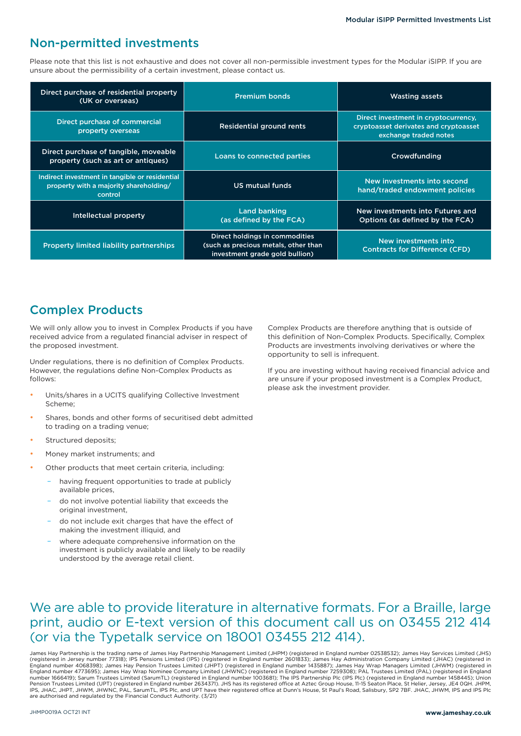## Non-permitted investments

Please note that this list is not exhaustive and does not cover all non-permissible investment types for the Modular iSIPP. If you are unsure about the permissibility of a certain investment, please contact us.

| | | |
|---|---|---|
| Direct purchase of residential property (UK or overseas) | Premium bonds | Wasting assets |
| Direct purchase of commercial property overseas | Residential ground rents | Direct investment in cryptocurrency, cryptoasset derivates and cryptoasset exchange traded notes |
| Direct purchase of tangible, moveable property (such as art or antiques) | Loans to connected parties | Crowdfunding |
| Indirect investment in tangible or residential property with a majority shareholding/ control | US mutual funds | New investments into second hand/traded endowment policies |
| Intellectual property | Land banking (as defined by the FCA) | New investments into Futures and Options (as defined by the FCA) |
| Property limited liability partnerships | Direct holdings in commodities (such as precious metals, other than investment grade gold bullion) | New investments into Contracts for Difference (CFD) |

## Complex Products

We will only allow you to invest in Complex Products if you have received advice from a regulated financial adviser in respect of the proposed investment.

Under regulations, there is no definition of Complex Products. However, the regulations define Non-Complex Products as follows:

- Units/shares in a UCITS qualifying Collective Investment Scheme;
- Shares, bonds and other forms of securitised debt admitted to trading on a trading venue;
- Structured deposits;
- Money market instruments; and
- Other products that meet certain criteria, including:
  - having frequent opportunities to trade at publicly available prices,
  - do not involve potential liability that exceeds the original investment,
  - do not include exit charges that have the effect of making the investment illiquid, and
  - where adequate comprehensive information on the investment is publicly available and likely to be readily understood by the average retail client.

Complex Products are therefore anything that is outside of this definition of Non-Complex Products. Specifically, Complex Products are investments involving derivatives or where the opportunity to sell is infrequent.

If you are investing without having received financial advice and are unsure if your proposed investment is a Complex Product, please ask the investment provider.

We are able to provide literature in alternative formats. For a Braille, large print, audio or E-text version of this document call us on 03455 212 414 (or via the Typetalk service on 18001 03455 212 414).

James Hay Partnership is the trading name of James Hay Partnership Management Limited (JHPM) (registered in England number 02538532); James Hay Services Limited (JHS) (registered in Jersey number 77318); IPS Pensions Limited (IPS) (registered in England number 2601833); James Hay Administration Company Limited (JHAC) (registered in England number 4068398); James Hay Pension Trustees Limited (JHPT) (registered in England number 1435887); James Hay Wrap Managers Limited (JHWM) (registered in England number 4773695); James Hay Wrap Nominee Company Limited (JHWNC) (registered in England number 7259308); PAL Trustees Limited (PAL) (registered in England number 1666419); Sarum Trustees Limited (SarumTL) (registered in England number 1003681); The IPS Partnership Plc (IPS Plc) (registered in England number 1458445); Union Pension Trustees Limited (UPT) (registered in England number 2634371). JHS has its registered office at Aztec Group House, 11-15 Seaton Place, St Helier, Jersey, JE4 0QH. JHPM, IPS, JHAC, JHPT, JHWM, JHWNC, PAL, SarumTL, IPS Plc, and UPT have their registered office at Dunn's House, St Paul's Road, Salisbury, SP2 7BF. JHAC, JHWM, IPS and IPS Plc are authorised and regulated by the Financial Conduct Authority. (3/21)

JHMP0019A OCT21 INT

www.jameshay.co.uk